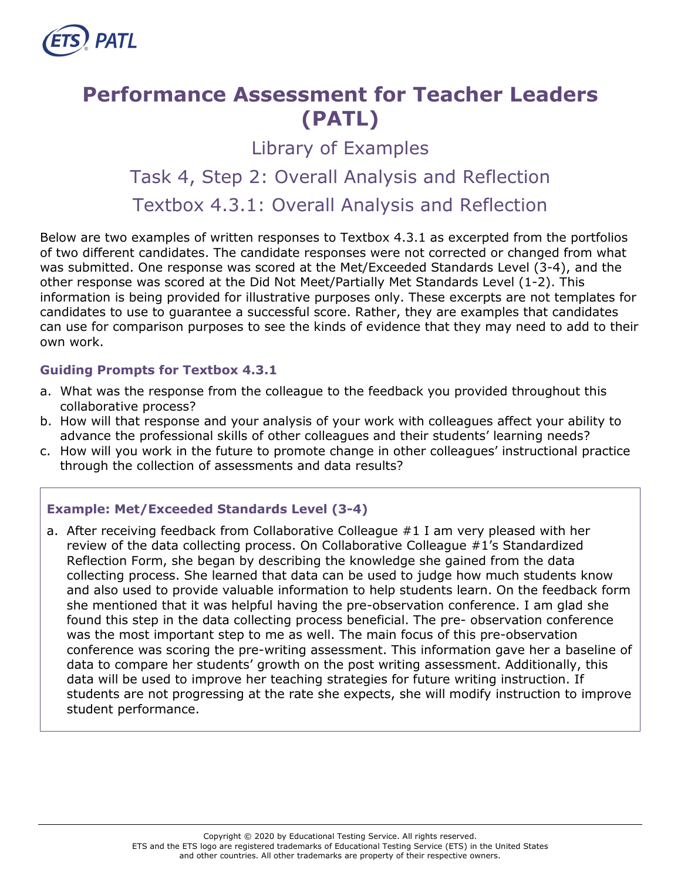# Performance Assessment for Teacher Leaders (PATL)

## Library of Examples

## Task 4, Step 2: Overall Analysis and Reflection

## Textbox 4.3.1: Overall Analysis and Reflection

Below are two examples of written responses to Textbox 4.3.1 as excerpted from the portfolios of two different candidates. The candidate responses were not corrected or changed from what was submitted. One response was scored at the Met/Exceeded Standards Level (3-4), and the other response was scored at the Did Not Meet/Partially Met Standards Level (1-2). This information is being provided for illustrative purposes only. These excerpts are not templates for candidates to use to guarantee a successful score. Rather, they are examples that candidates can use for comparison purposes to see the kinds of evidence that they may need to add to their own work.

### Guiding Prompts for Textbox 4.3.1

a. What was the response from the colleague to the feedback you provided throughout this collaborative process?
b. How will that response and your analysis of your work with colleagues affect your ability to advance the professional skills of other colleagues and their students' learning needs?
c. How will you work in the future to promote change in other colleagues' instructional practice through the collection of assessments and data results?

### Example: Met/Exceeded Standards Level (3-4)

a. After receiving feedback from Collaborative Colleague #1 I am very pleased with her review of the data collecting process. On Collaborative Colleague #1's Standardized Reflection Form, she began by describing the knowledge she gained from the data collecting process. She learned that data can be used to judge how much students know and also used to provide valuable information to help students learn. On the feedback form she mentioned that it was helpful having the pre-observation conference. I am glad she found this step in the data collecting process beneficial. The pre- observation conference was the most important step to me as well. The main focus of this pre-observation conference was scoring the pre-writing assessment. This information gave her a baseline of data to compare her students' growth on the post writing assessment. Additionally, this data will be used to improve her teaching strategies for future writing instruction. If students are not progressing at the rate she expects, she will modify instruction to improve student performance.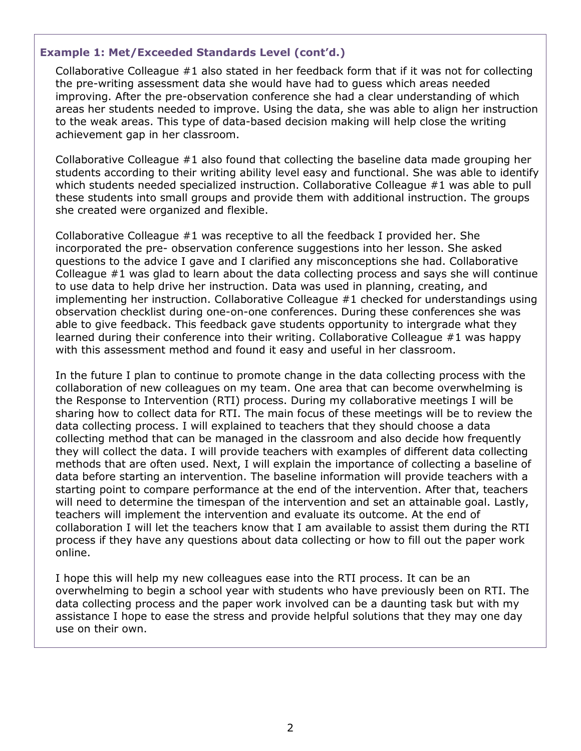### Example 1: Met/Exceeded Standards Level (cont'd.)

Collaborative Colleague #1 also stated in her feedback form that if it was not for collecting the pre-writing assessment data she would have had to guess which areas needed improving. After the pre-observation conference she had a clear understanding of which areas her students needed to improve. Using the data, she was able to align her instruction to the weak areas. This type of data-based decision making will help close the writing achievement gap in her classroom.

Collaborative Colleague #1 also found that collecting the baseline data made grouping her students according to their writing ability level easy and functional. She was able to identify which students needed specialized instruction. Collaborative Colleague #1 was able to pull these students into small groups and provide them with additional instruction. The groups she created were organized and flexible.

Collaborative Colleague #1 was receptive to all the feedback I provided her. She incorporated the pre- observation conference suggestions into her lesson. She asked questions to the advice I gave and I clarified any misconceptions she had. Collaborative Colleague #1 was glad to learn about the data collecting process and says she will continue to use data to help drive her instruction. Data was used in planning, creating, and implementing her instruction. Collaborative Colleague #1 checked for understandings using observation checklist during one-on-one conferences. During these conferences she was able to give feedback. This feedback gave students opportunity to intergrade what they learned during their conference into their writing. Collaborative Colleague #1 was happy with this assessment method and found it easy and useful in her classroom.

In the future I plan to continue to promote change in the data collecting process with the collaboration of new colleagues on my team. One area that can become overwhelming is the Response to Intervention (RTI) process. During my collaborative meetings I will be sharing how to collect data for RTI. The main focus of these meetings will be to review the data collecting process. I will explained to teachers that they should choose a data collecting method that can be managed in the classroom and also decide how frequently they will collect the data. I will provide teachers with examples of different data collecting methods that are often used. Next, I will explain the importance of collecting a baseline of data before starting an intervention. The baseline information will provide teachers with a starting point to compare performance at the end of the intervention. After that, teachers will need to determine the timespan of the intervention and set an attainable goal. Lastly, teachers will implement the intervention and evaluate its outcome. At the end of collaboration I will let the teachers know that I am available to assist them during the RTI process if they have any questions about data collecting or how to fill out the paper work online.

I hope this will help my new colleagues ease into the RTI process. It can be an overwhelming to begin a school year with students who have previously been on RTI. The data collecting process and the paper work involved can be a daunting task but with my assistance I hope to ease the stress and provide helpful solutions that they may one day use on their own.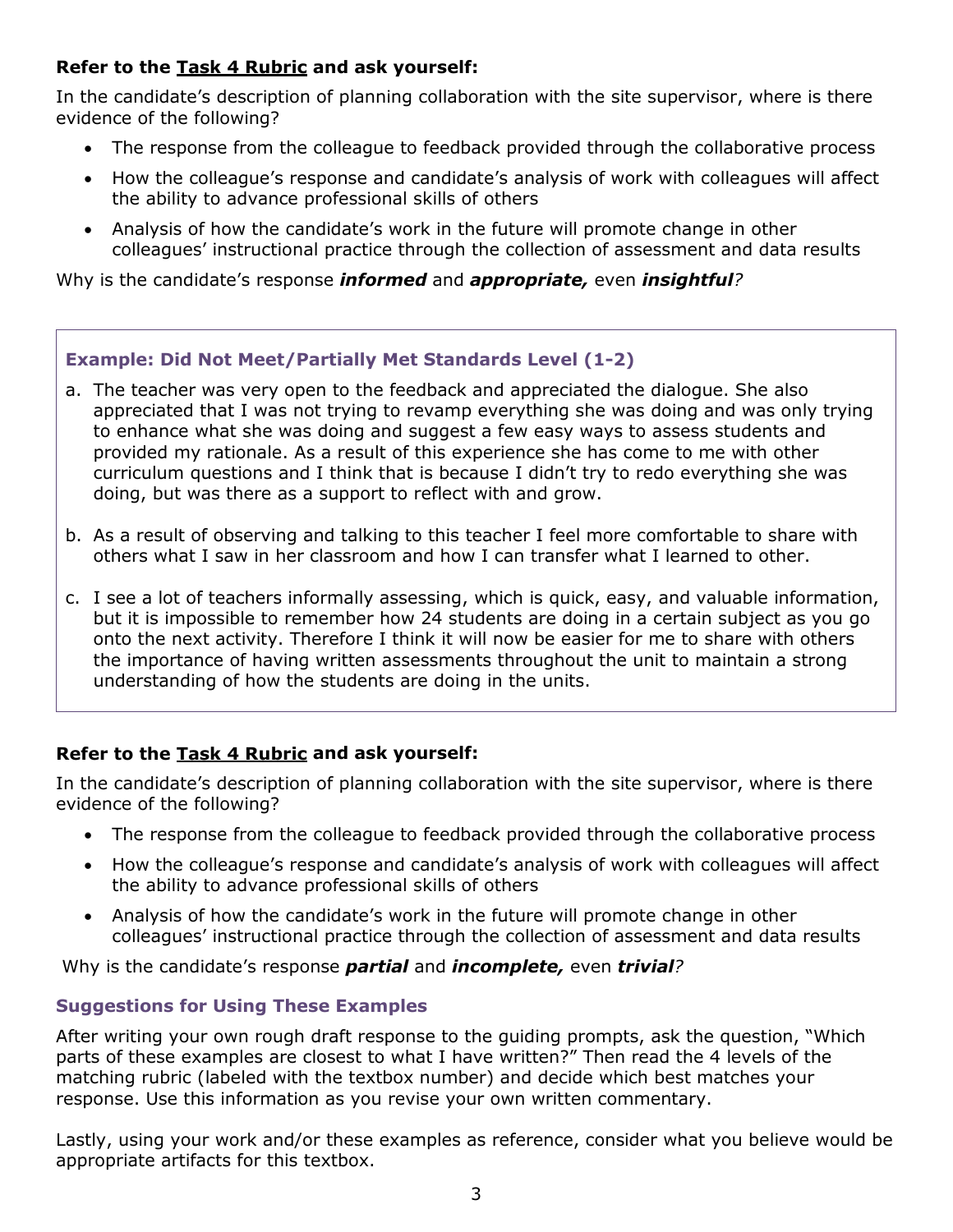**Refer to the Task 4 Rubric and ask yourself:**

In the candidate's description of planning collaboration with the site supervisor, where is there evidence of the following?

- The response from the colleague to feedback provided through the collaborative process
- How the colleague's response and candidate's analysis of work with colleagues will affect the ability to advance professional skills of others
- Analysis of how the candidate's work in the future will promote change in other colleagues' instructional practice through the collection of assessment and data results

Why is the candidate's response ***informed*** and ***appropriate,*** even ***insightful****?*

### Example: Did Not Meet/Partially Met Standards Level (1-2)

a. The teacher was very open to the feedback and appreciated the dialogue. She also appreciated that I was not trying to revamp everything she was doing and was only trying to enhance what she was doing and suggest a few easy ways to assess students and provided my rationale. As a result of this experience she has come to me with other curriculum questions and I think that is because I didn't try to redo everything she was doing, but was there as a support to reflect with and grow.

b. As a result of observing and talking to this teacher I feel more comfortable to share with others what I saw in her classroom and how I can transfer what I learned to other.

c. I see a lot of teachers informally assessing, which is quick, easy, and valuable information, but it is impossible to remember how 24 students are doing in a certain subject as you go onto the next activity. Therefore I think it will now be easier for me to share with others the importance of having written assessments throughout the unit to maintain a strong understanding of how the students are doing in the units.

**Refer to the Task 4 Rubric and ask yourself:**

In the candidate's description of planning collaboration with the site supervisor, where is there evidence of the following?

- The response from the colleague to feedback provided through the collaborative process
- How the colleague's response and candidate's analysis of work with colleagues will affect the ability to advance professional skills of others
- Analysis of how the candidate's work in the future will promote change in other colleagues' instructional practice through the collection of assessment and data results

Why is the candidate's response ***partial*** and ***incomplete,*** even ***trivial****?*

### Suggestions for Using These Examples

After writing your own rough draft response to the guiding prompts, ask the question, "Which parts of these examples are closest to what I have written?" Then read the 4 levels of the matching rubric (labeled with the textbox number) and decide which best matches your response. Use this information as you revise your own written commentary.

Lastly, using your work and/or these examples as reference, consider what you believe would be appropriate artifacts for this textbox.